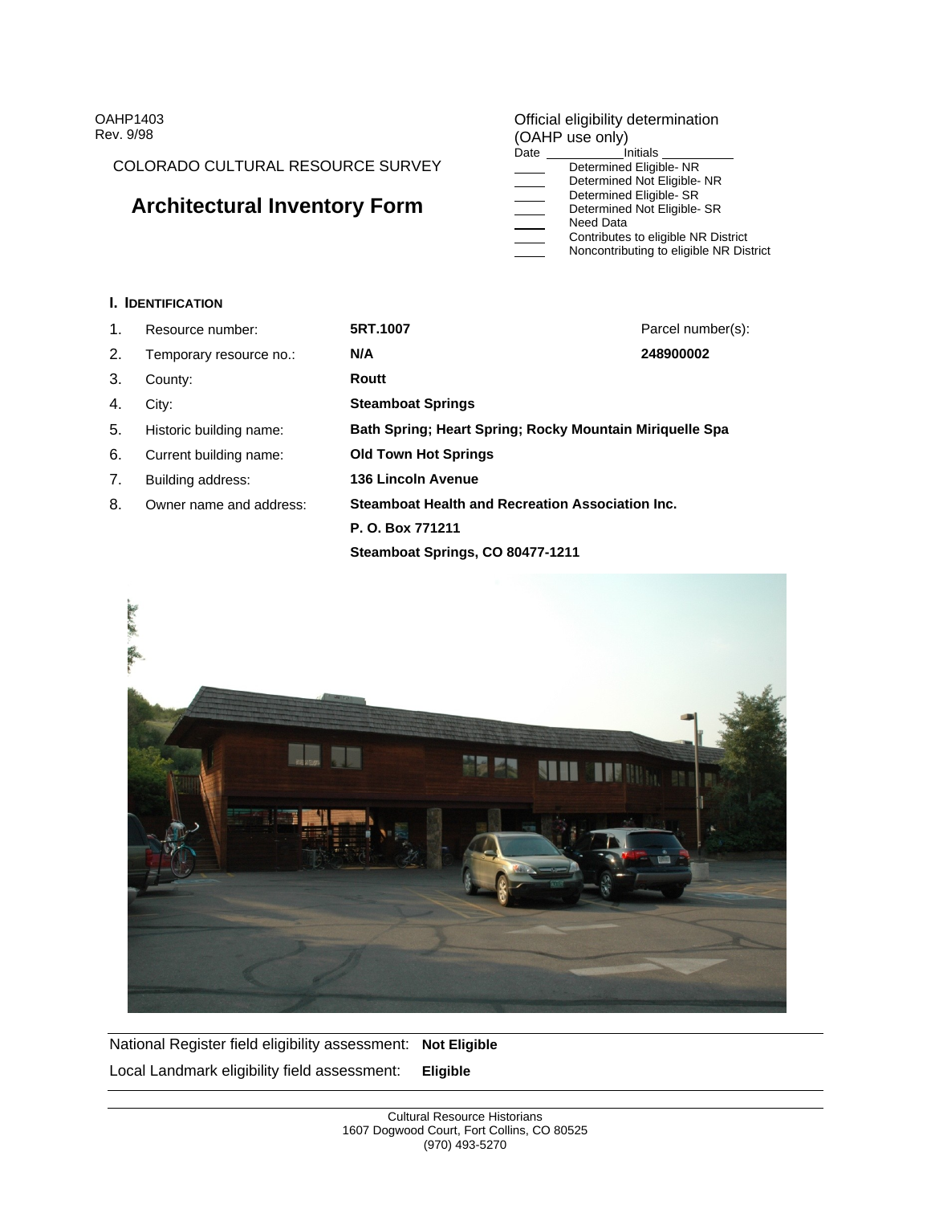OAHP1403
Rev. 9/98

COLORADO CULTURAL RESOURCE SURVEY

# Architectural Inventory Form

Official eligibility determination
(OAHP use only)

Date ____________ Initials ____________

____ Determined Eligible- NR
____ Determined Not Eligible- NR
____ Determined Eligible- SR
____ Determined Not Eligible- SR
____ Need Data
____ Contributes to eligible NR District
____ Noncontributing to eligible NR District

## I. IDENTIFICATION

1. Resource number: **5RT.1007** — Parcel number(s): **248900002**
2. Temporary resource no.: **N/A**
3. County: **Routt**
4. City: **Steamboat Springs**
5. Historic building name: **Bath Spring; Heart Spring; Rocky Mountain Miriquelle Spa**
6. Current building name: **Old Town Hot Springs**
7. Building address: **136 Lincoln Avenue**
8. Owner name and address: **Steamboat Health and Recreation Association Inc.**
   **P. O. Box 771211**
   **Steamboat Springs, CO 80477-1211**

National Register field eligibility assessment: **Not Eligible**

Local Landmark eligibility field assessment: **Eligible**

Cultural Resource Historians
1607 Dogwood Court, Fort Collins, CO 80525
(970) 493-5270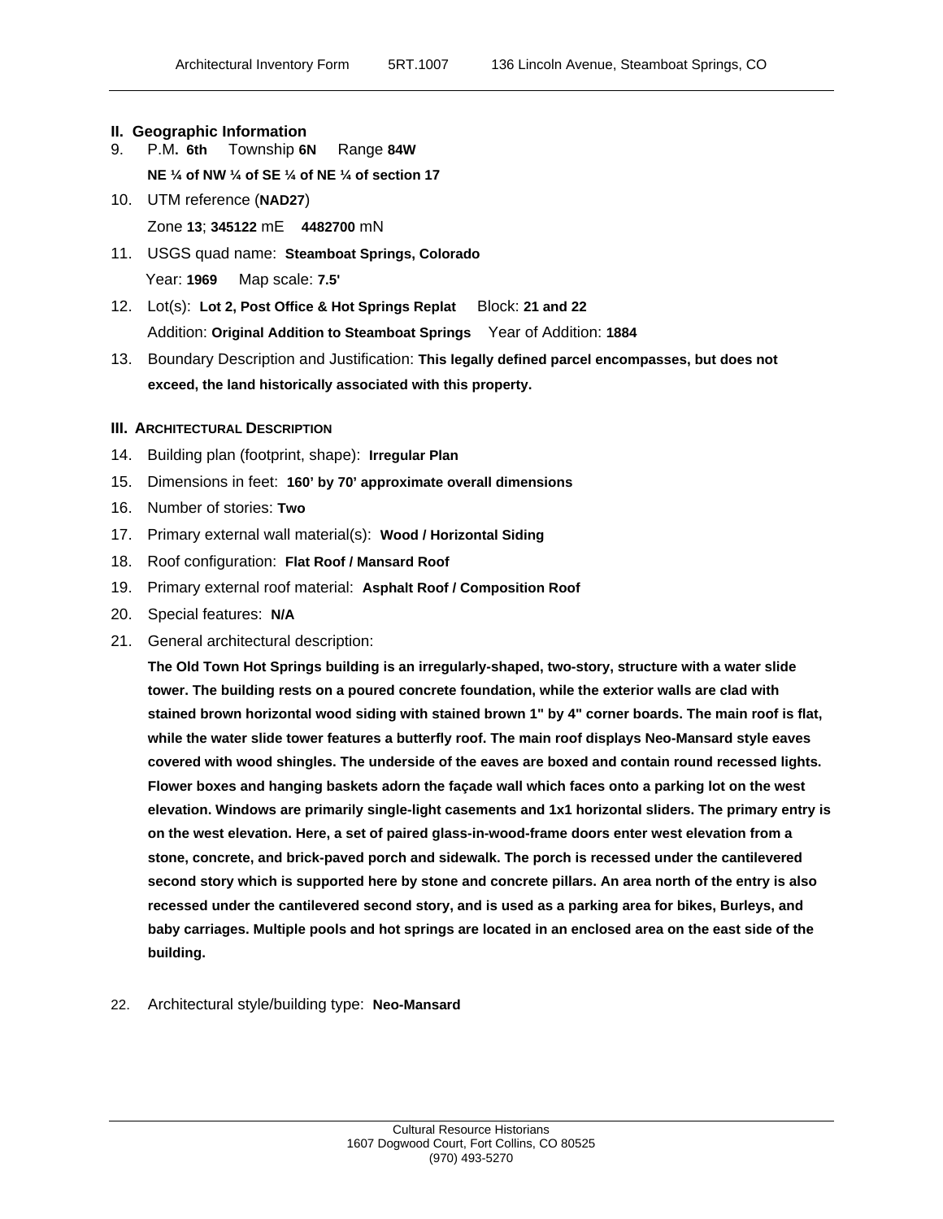## II. Geographic Information

9. P.M. **6th** Township **6N** Range **84W**

   **NE ¼ of NW ¼ of SE ¼ of NE ¼ of section 17**

10. UTM reference (**NAD27**)

    Zone **13**; **345122** mE **4482700** mN

11. USGS quad name: **Steamboat Springs, Colorado**

    Year: **1969** Map scale: **7.5'**

12. Lot(s): **Lot 2, Post Office & Hot Springs Replat** Block: **21 and 22**

    Addition: **Original Addition to Steamboat Springs** Year of Addition: **1884**

13. Boundary Description and Justification: **This legally defined parcel encompasses, but does not exceed, the land historically associated with this property.**

## III. Architectural Description

14. Building plan (footprint, shape): **Irregular Plan**
15. Dimensions in feet: **160' by 70' approximate overall dimensions**
16. Number of stories: **Two**
17. Primary external wall material(s): **Wood / Horizontal Siding**
18. Roof configuration: **Flat Roof / Mansard Roof**
19. Primary external roof material: **Asphalt Roof / Composition Roof**
20. Special features: **N/A**
21. General architectural description:

    **The Old Town Hot Springs building is an irregularly-shaped, two-story, structure with a water slide tower. The building rests on a poured concrete foundation, while the exterior walls are clad with stained brown horizontal wood siding with stained brown 1" by 4" corner boards. The main roof is flat, while the water slide tower features a butterfly roof. The main roof displays Neo-Mansard style eaves covered with wood shingles. The underside of the eaves are boxed and contain round recessed lights. Flower boxes and hanging baskets adorn the façade wall which faces onto a parking lot on the west elevation. Windows are primarily single-light casements and 1x1 horizontal sliders. The primary entry is on the west elevation. Here, a set of paired glass-in-wood-frame doors enter west elevation from a stone, concrete, and brick-paved porch and sidewalk. The porch is recessed under the cantilevered second story which is supported here by stone and concrete pillars. An area north of the entry is also recessed under the cantilevered second story, and is used as a parking area for bikes, Burleys, and baby carriages. Multiple pools and hot springs are located in an enclosed area on the east side of the building.**

22. Architectural style/building type: **Neo-Mansard**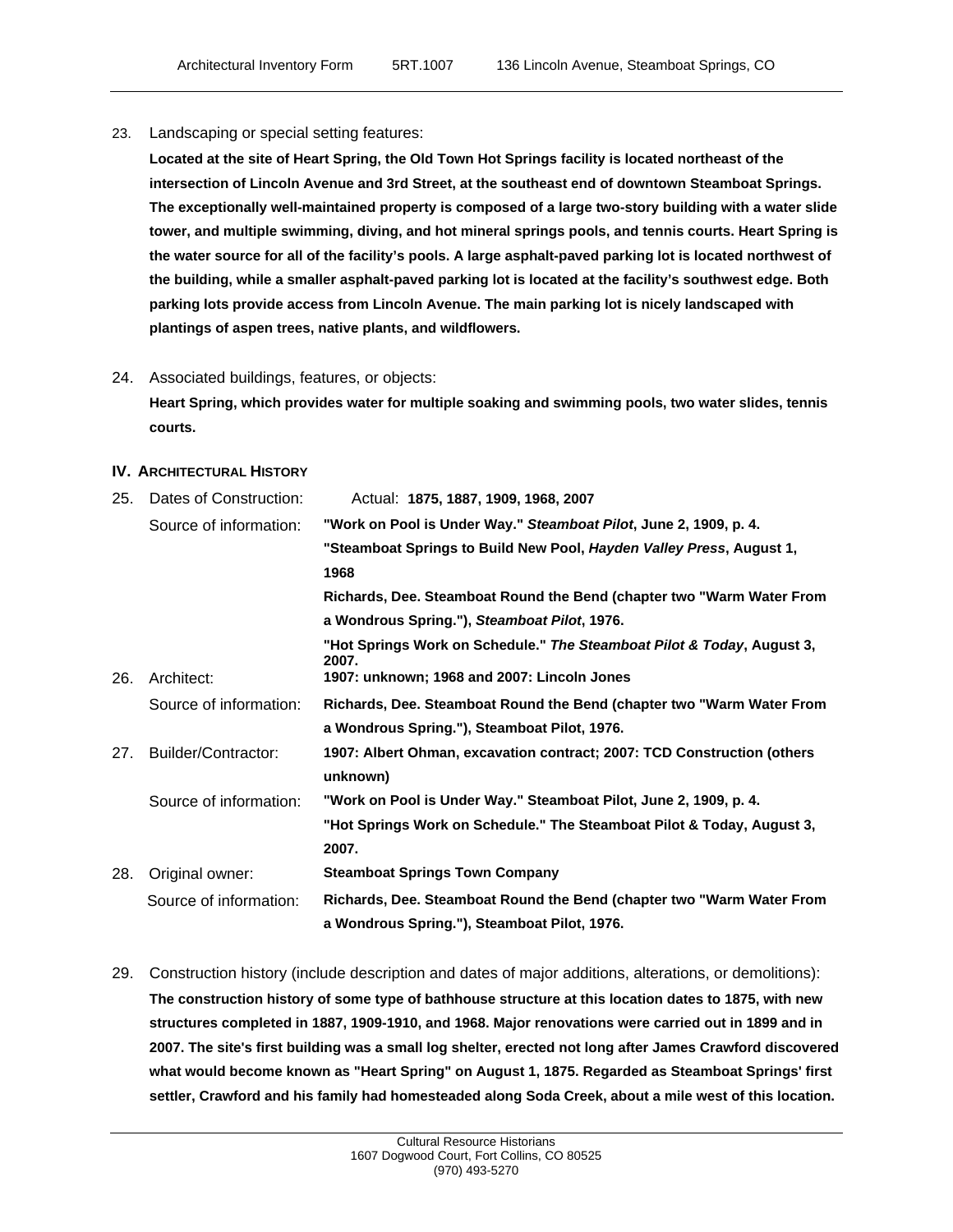23. Landscaping or special setting features:

**Located at the site of Heart Spring, the Old Town Hot Springs facility is located northeast of the intersection of Lincoln Avenue and 3rd Street, at the southeast end of downtown Steamboat Springs. The exceptionally well-maintained property is composed of a large two-story building with a water slide tower, and multiple swimming, diving, and hot mineral springs pools, and tennis courts. Heart Spring is the water source for all of the facility's pools. A large asphalt-paved parking lot is located northwest of the building, while a smaller asphalt-paved parking lot is located at the facility's southwest edge. Both parking lots provide access from Lincoln Avenue. The main parking lot is nicely landscaped with plantings of aspen trees, native plants, and wildflowers.**

24. Associated buildings, features, or objects:

**Heart Spring, which provides water for multiple soaking and swimming pools, two water slides, tennis courts.**

## IV. Architectural History

25. Dates of Construction: Actual: **1875, 1887, 1909, 1968, 2007**

Source of information:
**"Work on Pool is Under Way." *Steamboat Pilot*, June 2, 1909, p. 4.**
**"Steamboat Springs to Build New Pool, *Hayden Valley Press*, August 1, 1968**
**Richards, Dee. Steamboat Round the Bend (chapter two "Warm Water From a Wondrous Spring."), *Steamboat Pilot*, 1976.**
**"Hot Springs Work on Schedule." *The Steamboat Pilot & Today*, August 3, 2007.**

26. Architect: **1907: unknown; 1968 and 2007: Lincoln Jones**

Source of information: **Richards, Dee. Steamboat Round the Bend (chapter two "Warm Water From a Wondrous Spring."), Steamboat Pilot, 1976.**

27. Builder/Contractor: **1907: Albert Ohman, excavation contract; 2007: TCD Construction (others unknown)**

Source of information:
**"Work on Pool is Under Way." Steamboat Pilot, June 2, 1909, p. 4.**
**"Hot Springs Work on Schedule." The Steamboat Pilot & Today, August 3, 2007.**

28. Original owner: **Steamboat Springs Town Company**

Source of information: **Richards, Dee. Steamboat Round the Bend (chapter two "Warm Water From a Wondrous Spring."), Steamboat Pilot, 1976.**

29. Construction history (include description and dates of major additions, alterations, or demolitions):

**The construction history of some type of bathhouse structure at this location dates to 1875, with new structures completed in 1887, 1909-1910, and 1968. Major renovations were carried out in 1899 and in 2007. The site's first building was a small log shelter, erected not long after James Crawford discovered what would become known as "Heart Spring" on August 1, 1875. Regarded as Steamboat Springs' first settler, Crawford and his family had homesteaded along Soda Creek, about a mile west of this location.**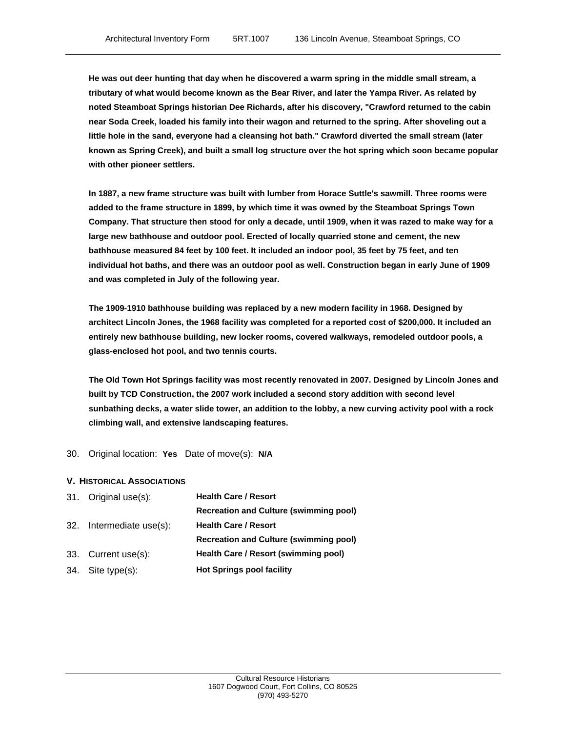**He was out deer hunting that day when he discovered a warm spring in the middle small stream, a tributary of what would become known as the Bear River, and later the Yampa River. As related by noted Steamboat Springs historian Dee Richards, after his discovery, "Crawford returned to the cabin near Soda Creek, loaded his family into their wagon and returned to the spring. After shoveling out a little hole in the sand, everyone had a cleansing hot bath." Crawford diverted the small stream (later known as Spring Creek), and built a small log structure over the hot spring which soon became popular with other pioneer settlers.**

**In 1887, a new frame structure was built with lumber from Horace Suttle's sawmill. Three rooms were added to the frame structure in 1899, by which time it was owned by the Steamboat Springs Town Company. That structure then stood for only a decade, until 1909, when it was razed to make way for a large new bathhouse and outdoor pool. Erected of locally quarried stone and cement, the new bathhouse measured 84 feet by 100 feet. It included an indoor pool, 35 feet by 75 feet, and ten individual hot baths, and there was an outdoor pool as well. Construction began in early June of 1909 and was completed in July of the following year.**

**The 1909-1910 bathhouse building was replaced by a new modern facility in 1968. Designed by architect Lincoln Jones, the 1968 facility was completed for a reported cost of $200,000. It included an entirely new bathhouse building, new locker rooms, covered walkways, remodeled outdoor pools, a glass-enclosed hot pool, and two tennis courts.**

**The Old Town Hot Springs facility was most recently renovated in 2007. Designed by Lincoln Jones and built by TCD Construction, the 2007 work included a second story addition with second level sunbathing decks, a water slide tower, an addition to the lobby, a new curving activity pool with a rock climbing wall, and extensive landscaping features.**

30. Original location: **Yes** Date of move(s): **N/A**

## V. Historical Associations

31. Original use(s): **Health Care / Resort**
    **Recreation and Culture (swimming pool)**
32. Intermediate use(s): **Health Care / Resort**
    **Recreation and Culture (swimming pool)**
33. Current use(s): **Health Care / Resort (swimming pool)**
34. Site type(s): **Hot Springs pool facility**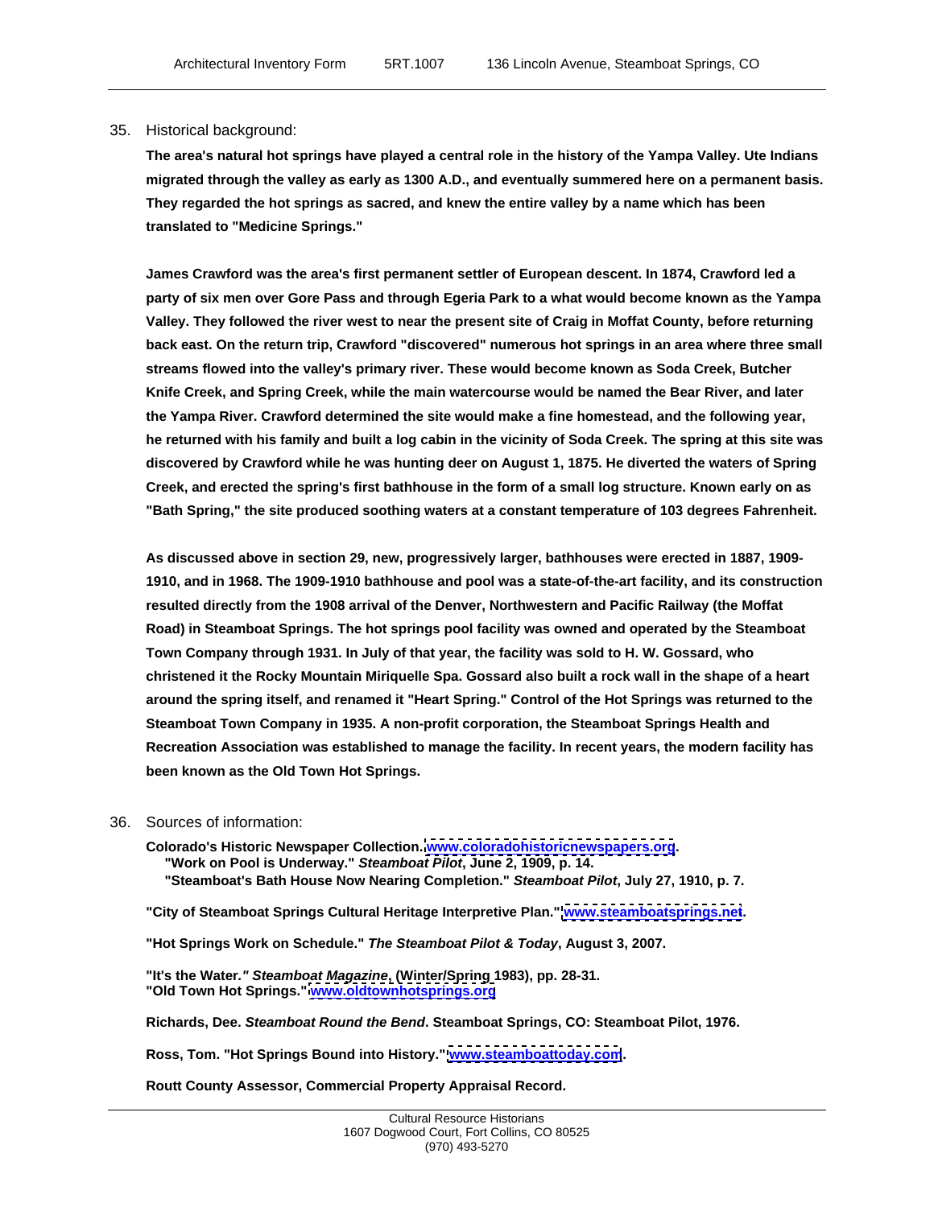35. Historical background:

**The area's natural hot springs have played a central role in the history of the Yampa Valley. Ute Indians migrated through the valley as early as 1300 A.D., and eventually summered here on a permanent basis. They regarded the hot springs as sacred, and knew the entire valley by a name which has been translated to "Medicine Springs."**

**James Crawford was the area's first permanent settler of European descent. In 1874, Crawford led a party of six men over Gore Pass and through Egeria Park to a what would become known as the Yampa Valley. They followed the river west to near the present site of Craig in Moffat County, before returning back east. On the return trip, Crawford "discovered" numerous hot springs in an area where three small streams flowed into the valley's primary river. These would become known as Soda Creek, Butcher Knife Creek, and Spring Creek, while the main watercourse would be named the Bear River, and later the Yampa River. Crawford determined the site would make a fine homestead, and the following year, he returned with his family and built a log cabin in the vicinity of Soda Creek. The spring at this site was discovered by Crawford while he was hunting deer on August 1, 1875. He diverted the waters of Spring Creek, and erected the spring's first bathhouse in the form of a small log structure. Known early on as "Bath Spring," the site produced soothing waters at a constant temperature of 103 degrees Fahrenheit.**

**As discussed above in section 29, new, progressively larger, bathhouses were erected in 1887, 1909-1910, and in 1968. The 1909-1910 bathhouse and pool was a state-of-the-art facility, and its construction resulted directly from the 1908 arrival of the Denver, Northwestern and Pacific Railway (the Moffat Road) in Steamboat Springs. The hot springs pool facility was owned and operated by the Steamboat Town Company through 1931. In July of that year, the facility was sold to H. W. Gossard, who christened it the Rocky Mountain Miriquelle Spa. Gossard also built a rock wall in the shape of a heart around the spring itself, and renamed it "Heart Spring." Control of the Hot Springs was returned to the Steamboat Town Company in 1935. A non-profit corporation, the Steamboat Springs Health and Recreation Association was established to manage the facility. In recent years, the modern facility has been known as the Old Town Hot Springs.**

36. Sources of information:

**Colorado's Historic Newspaper Collection. www.coloradohistoricnewspapers.org.**
**"Work on Pool is Underway." *Steamboat Pilot*, June 2, 1909, p. 14.**
**"Steamboat's Bath House Now Nearing Completion." *Steamboat Pilot*, July 27, 1910, p. 7.**

**"City of Steamboat Springs Cultural Heritage Interpretive Plan." www.steamboatsprings.net.**

**"Hot Springs Work on Schedule." *The Steamboat Pilot & Today*, August 3, 2007.**

**"It's the Water." *Steamboat Magazine*, (Winter/Spring 1983), pp. 28-31.**
**"Old Town Hot Springs." www.oldtownhotsprings.org**

**Richards, Dee. *Steamboat Round the Bend*. Steamboat Springs, CO: Steamboat Pilot, 1976.**

**Ross, Tom. "Hot Springs Bound into History." www.steamboattoday.com.**

**Routt County Assessor, Commercial Property Appraisal Record.**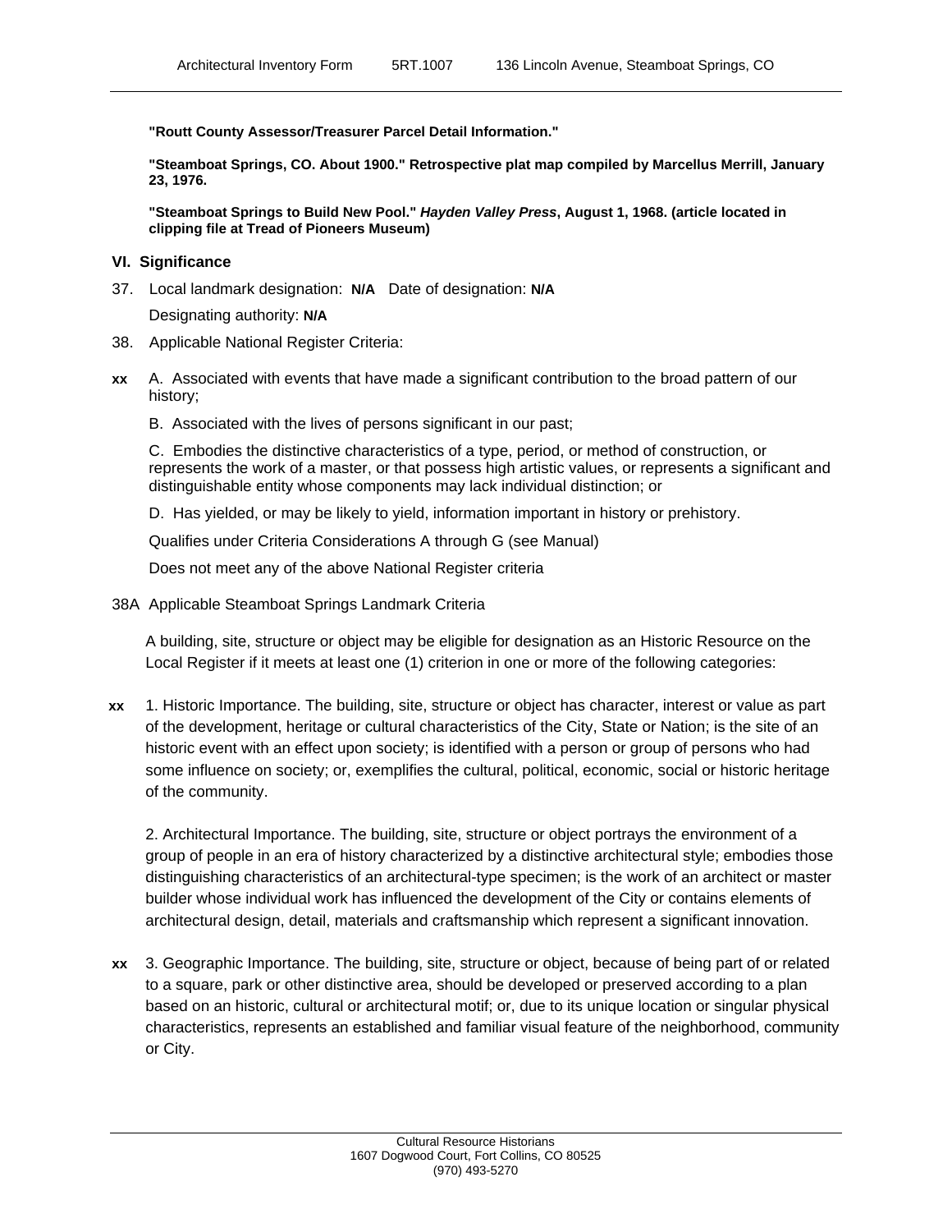**"Routt County Assessor/Treasurer Parcel Detail Information."**

**"Steamboat Springs, CO. About 1900." Retrospective plat map compiled by Marcellus Merrill, January 23, 1976.**

**"Steamboat Springs to Build New Pool."** ***Hayden Valley Press*****, August 1, 1968. (article located in clipping file at Tread of Pioneers Museum)**

## VI. Significance

37. Local landmark designation: **N/A** Date of designation: **N/A**

    Designating authority: **N/A**

38. Applicable National Register Criteria:

**xx** A. Associated with events that have made a significant contribution to the broad pattern of our history;

B. Associated with the lives of persons significant in our past;

C. Embodies the distinctive characteristics of a type, period, or method of construction, or represents the work of a master, or that possess high artistic values, or represents a significant and distinguishable entity whose components may lack individual distinction; or

D. Has yielded, or may be likely to yield, information important in history or prehistory.

Qualifies under Criteria Considerations A through G (see Manual)

Does not meet any of the above National Register criteria

38A Applicable Steamboat Springs Landmark Criteria

A building, site, structure or object may be eligible for designation as an Historic Resource on the Local Register if it meets at least one (1) criterion in one or more of the following categories:

**xx** 1. Historic Importance. The building, site, structure or object has character, interest or value as part of the development, heritage or cultural characteristics of the City, State or Nation; is the site of an historic event with an effect upon society; is identified with a person or group of persons who had some influence on society; or, exemplifies the cultural, political, economic, social or historic heritage of the community.

2. Architectural Importance. The building, site, structure or object portrays the environment of a group of people in an era of history characterized by a distinctive architectural style; embodies those distinguishing characteristics of an architectural-type specimen; is the work of an architect or master builder whose individual work has influenced the development of the City or contains elements of architectural design, detail, materials and craftsmanship which represent a significant innovation.

**xx** 3. Geographic Importance. The building, site, structure or object, because of being part of or related to a square, park or other distinctive area, should be developed or preserved according to a plan based on an historic, cultural or architectural motif; or, due to its unique location or singular physical characteristics, represents an established and familiar visual feature of the neighborhood, community or City.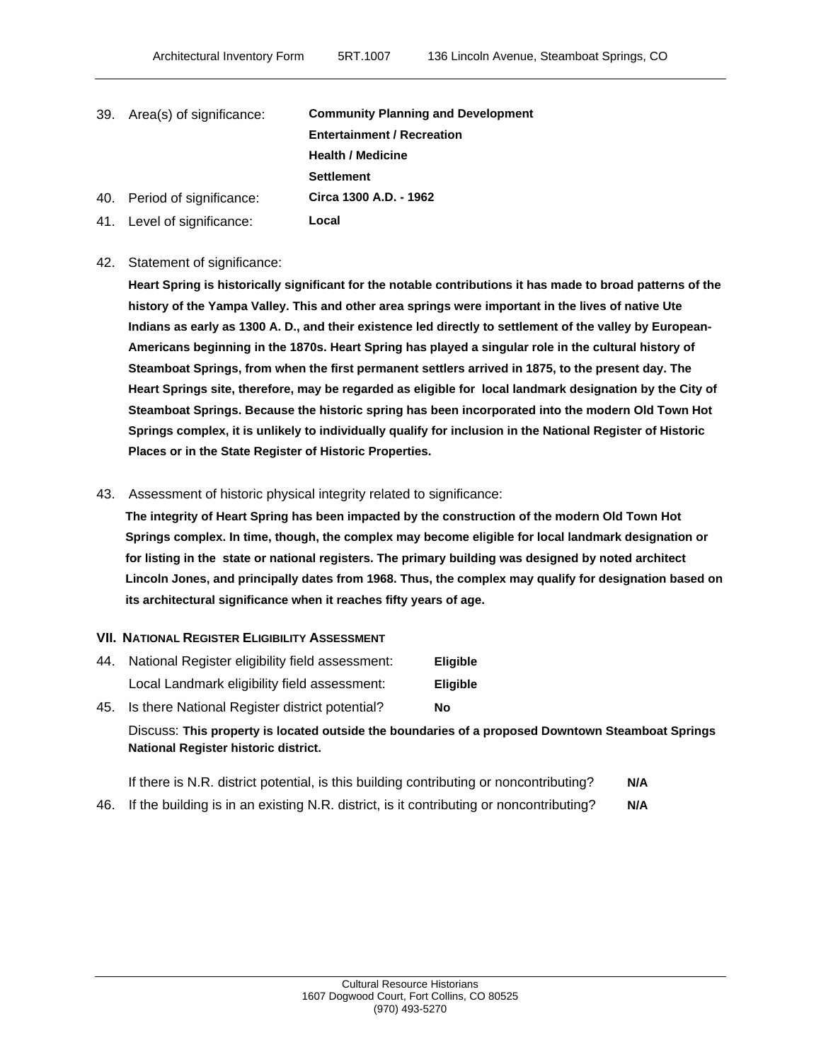39. Area(s) of significance: **Community Planning and Development**
**Entertainment / Recreation**
**Health / Medicine**
**Settlement**

40. Period of significance: **Circa 1300 A.D. - 1962**

41. Level of significance: **Local**

42. Statement of significance:

**Heart Spring is historically significant for the notable contributions it has made to broad patterns of the history of the Yampa Valley. This and other area springs were important in the lives of native Ute Indians as early as 1300 A. D., and their existence led directly to settlement of the valley by European-Americans beginning in the 1870s. Heart Spring has played a singular role in the cultural history of Steamboat Springs, from when the first permanent settlers arrived in 1875, to the present day. The Heart Springs site, therefore, may be regarded as eligible for local landmark designation by the City of Steamboat Springs. Because the historic spring has been incorporated into the modern Old Town Hot Springs complex, it is unlikely to individually qualify for inclusion in the National Register of Historic Places or in the State Register of Historic Properties.**

43. Assessment of historic physical integrity related to significance:

**The integrity of Heart Spring has been impacted by the construction of the modern Old Town Hot Springs complex. In time, though, the complex may become eligible for local landmark designation or for listing in the state or national registers. The primary building was designed by noted architect Lincoln Jones, and principally dates from 1968. Thus, the complex may qualify for designation based on its architectural significance when it reaches fifty years of age.**

### VII. National Register Eligibility Assessment

44. National Register eligibility field assessment: **Eligible**
Local Landmark eligibility field assessment: **Eligible**

45. Is there National Register district potential? **No**

Discuss: **This property is located outside the boundaries of a proposed Downtown Steamboat Springs National Register historic district.**

If there is N.R. district potential, is this building contributing or noncontributing? **N/A**

46. If the building is in an existing N.R. district, is it contributing or noncontributing? **N/A**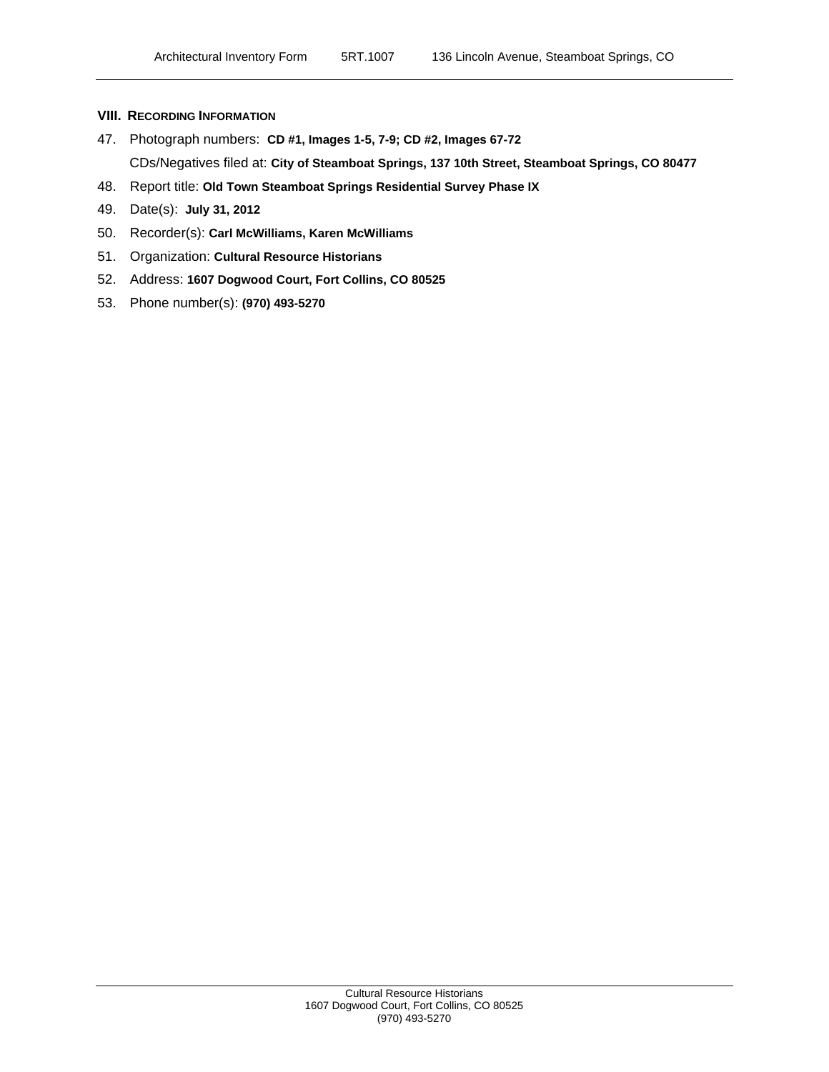## VIII. Recording Information

47. Photograph numbers: **CD #1, Images 1-5, 7-9; CD #2, Images 67-72**

    CDs/Negatives filed at: **City of Steamboat Springs, 137 10th Street, Steamboat Springs, CO 80477**

48. Report title: **Old Town Steamboat Springs Residential Survey Phase IX**
49. Date(s): **July 31, 2012**
50. Recorder(s): **Carl McWilliams, Karen McWilliams**
51. Organization: **Cultural Resource Historians**
52. Address: **1607 Dogwood Court, Fort Collins, CO 80525**
53. Phone number(s): **(970) 493-5270**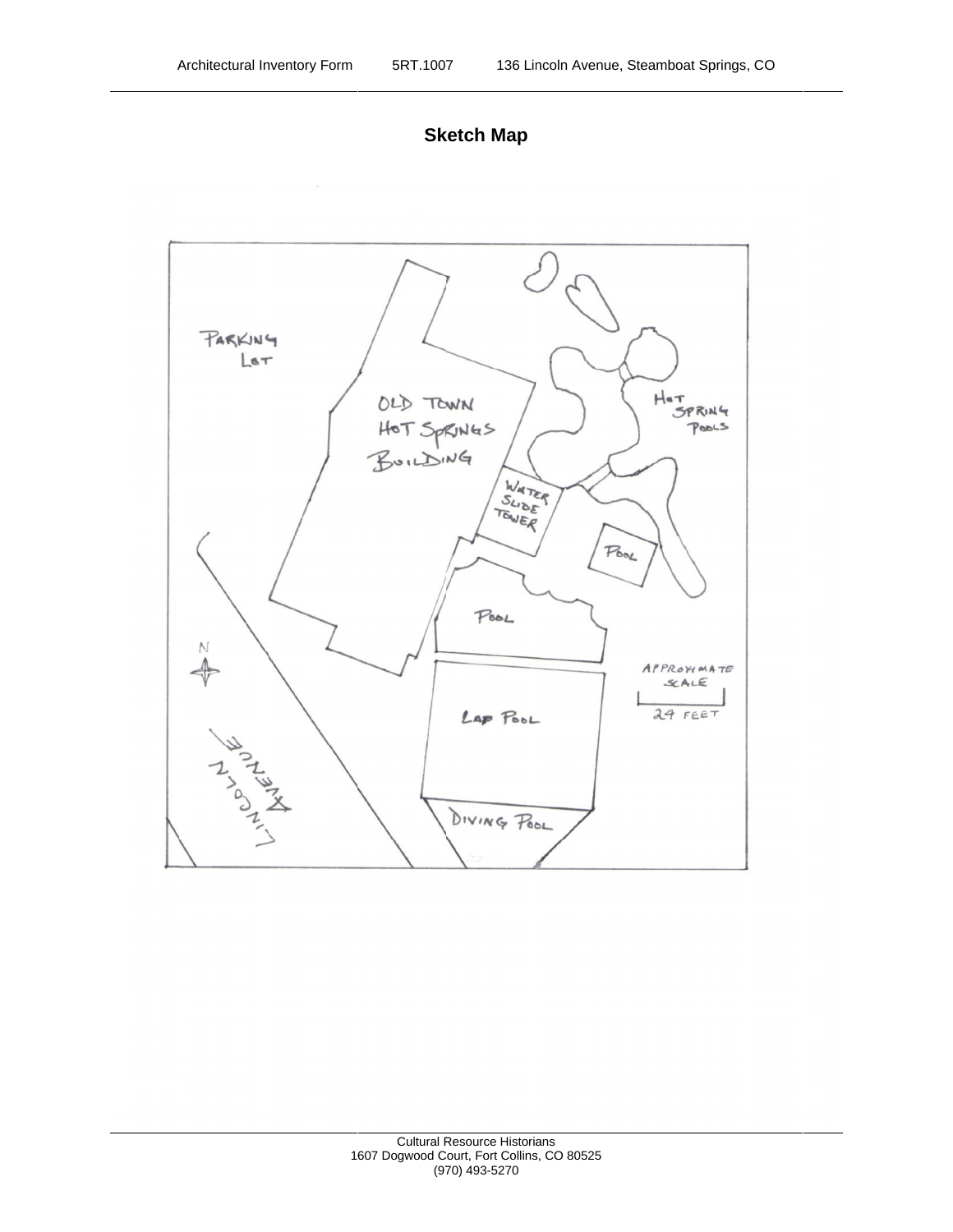## Sketch Map

PARKING LOT

OLD TOWN HOT SPRINGS BUILDING

WATER SLIDE TOWER

HOT SPRING POOLS

POOL

POOL

LAP POOL

DIVING POOL

N

LINCOLN AVENUE

APPROXIMATE SCALE

24 FEET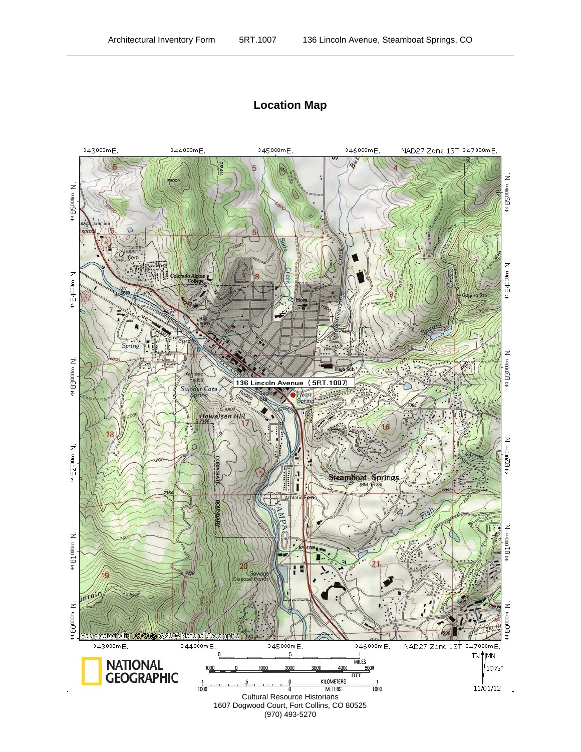## Location Map

343000mE. 344000mE. 345000mE. 346000mE. NAD27 Zone 13T 347000mE.

136 Lincoln Avenue (5RT.1007)

Map created with TOPO!® ©2006 National Geographic

NATIONAL GEOGRAPHIC

0 .5 1 MILES

1000 0 1000 2000 3000 4000 5000 FEET

1 .5 0 1 KILOMETERS

1000 0 1000 METERS

TN MN 10½°

11/01/12

Cultural Resource Historians
1607 Dogwood Court, Fort Collins, CO 80525
(970) 493-5270